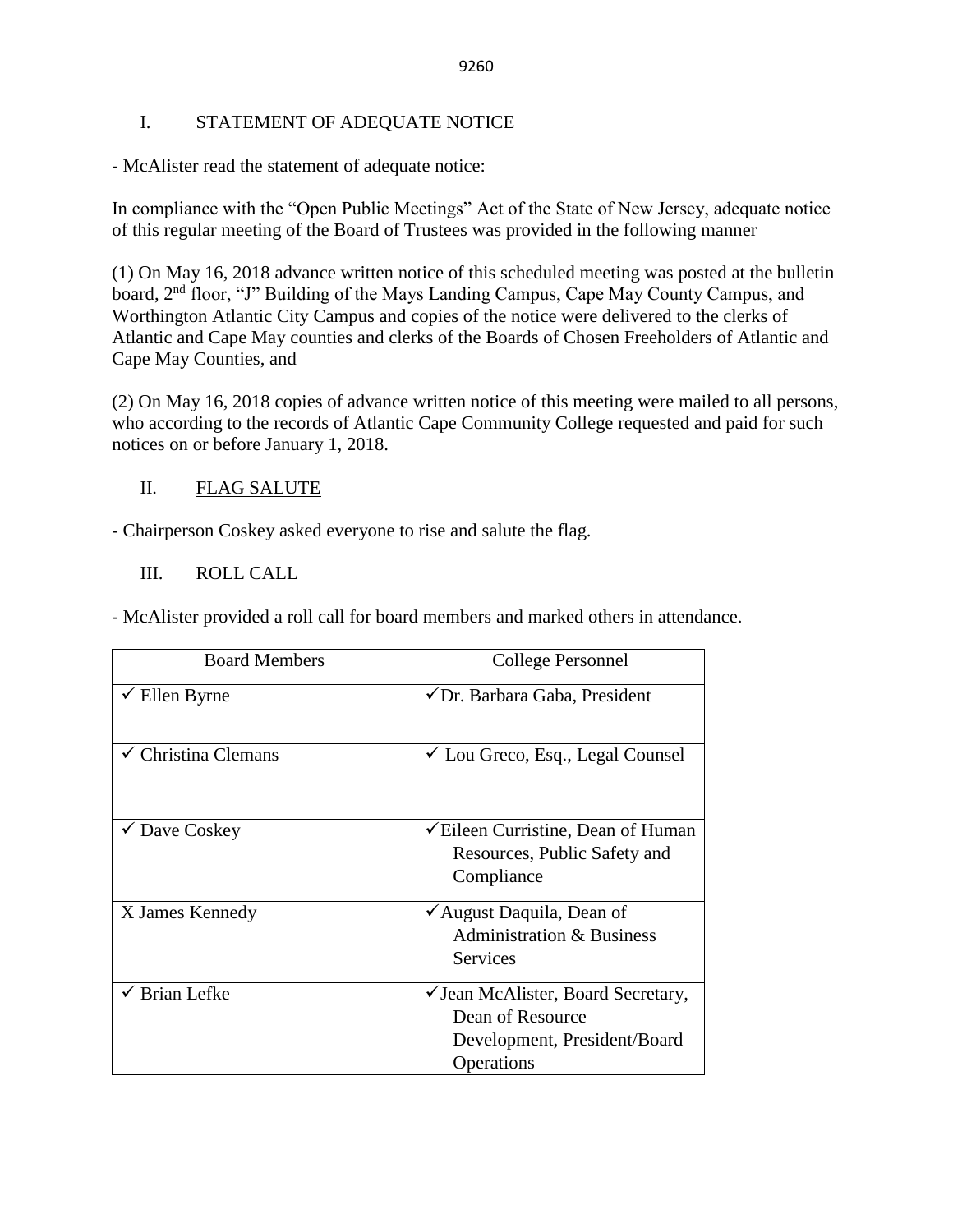## I. STATEMENT OF ADEQUATE NOTICE

- McAlister read the statement of adequate notice:

In compliance with the "Open Public Meetings" Act of the State of New Jersey, adequate notice of this regular meeting of the Board of Trustees was provided in the following manner

(1) On May 16, 2018 advance written notice of this scheduled meeting was posted at the bulletin board, 2nd floor, "J" Building of the Mays Landing Campus, Cape May County Campus, and Worthington Atlantic City Campus and copies of the notice were delivered to the clerks of Atlantic and Cape May counties and clerks of the Boards of Chosen Freeholders of Atlantic and Cape May Counties, and

(2) On May 16, 2018 copies of advance written notice of this meeting were mailed to all persons, who according to the records of Atlantic Cape Community College requested and paid for such notices on or before January 1, 2018.

## II. FLAG SALUTE

- Chairperson Coskey asked everyone to rise and salute the flag.

## III. ROLL CALL

- McAlister provided a roll call for board members and marked others in attendance.

| Board Members | College Personnel |
|---|---|
| ✓ Ellen Byrne | ✓Dr. Barbara Gaba, President |
| ✓ Christina Clemans | ✓ Lou Greco, Esq., Legal Counsel |
| ✓ Dave Coskey | ✓Eileen Curristine, Dean of Human Resources, Public Safety and Compliance |
| X James Kennedy | ✓August Daquila, Dean of Administration & Business Services |
| ✓ Brian Lefke | ✓Jean McAlister, Board Secretary, Dean of Resource Development, President/Board Operations |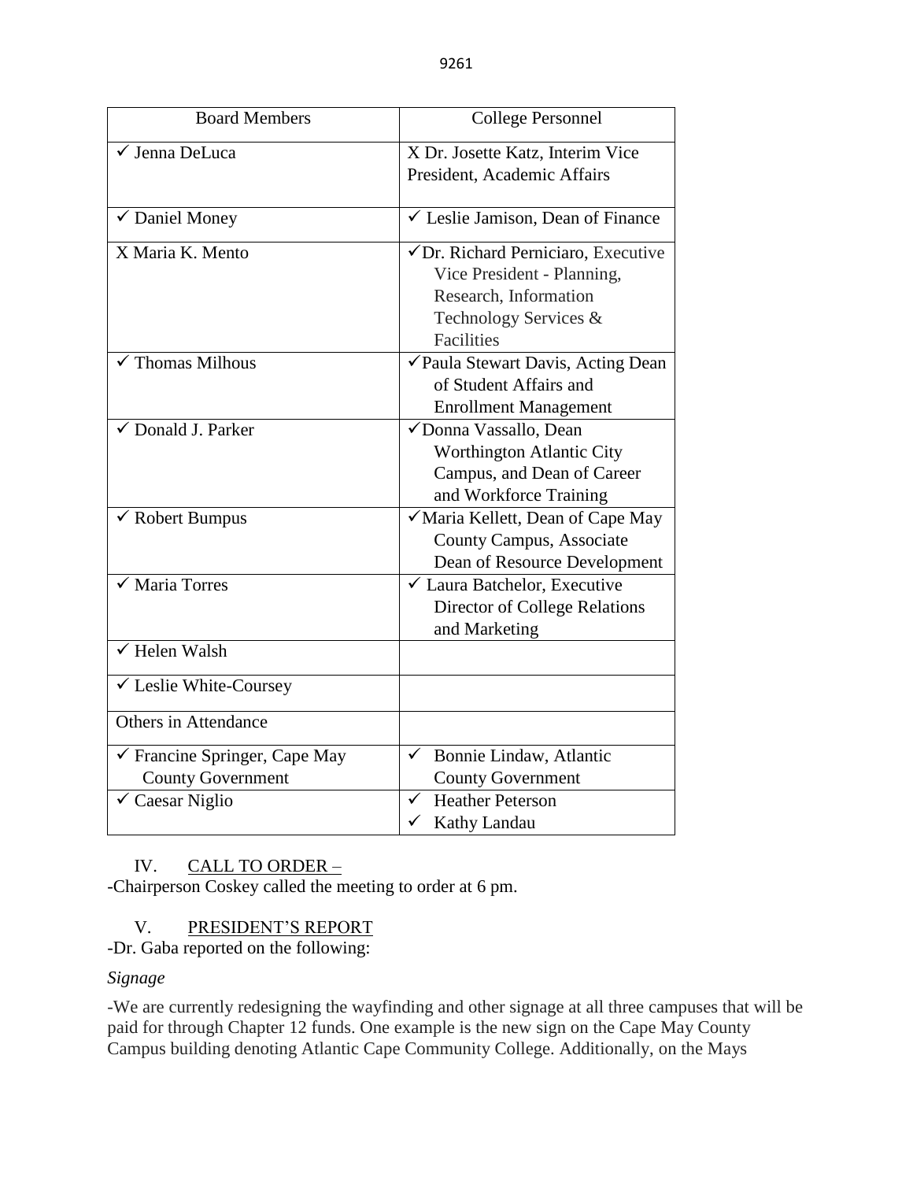| Board Members | College Personnel |
|---|---|
| ✓ Jenna DeLuca | X Dr. Josette Katz, Interim Vice President, Academic Affairs |
| ✓ Daniel Money | ✓ Leslie Jamison, Dean of Finance |
| X Maria K. Mento | ✓Dr. Richard Perniciaro, Executive Vice President - Planning, Research, Information Technology Services & Facilities |
| ✓ Thomas Milhous | ✓Paula Stewart Davis, Acting Dean of Student Affairs and Enrollment Management |
| ✓ Donald J. Parker | ✓Donna Vassallo, Dean Worthington Atlantic City Campus, and Dean of Career and Workforce Training |
| ✓ Robert Bumpus | ✓Maria Kellett, Dean of Cape May County Campus, Associate Dean of Resource Development |
| ✓ Maria Torres | ✓ Laura Batchelor, Executive Director of College Relations and Marketing |
| ✓ Helen Walsh | |
| ✓ Leslie White-Coursey | |
| Others in Attendance | |
| ✓ Francine Springer, Cape May County Government | ✓ Bonnie Lindaw, Atlantic County Government |
| ✓ Caesar Niglio | ✓ Heather Peterson<br>✓ Kathy Landau |

IV. CALL TO ORDER –

-Chairperson Coskey called the meeting to order at 6 pm.

V. PRESIDENT'S REPORT

-Dr. Gaba reported on the following:

*Signage*

-We are currently redesigning the wayfinding and other signage at all three campuses that will be paid for through Chapter 12 funds. One example is the new sign on the Cape May County Campus building denoting Atlantic Cape Community College. Additionally, on the Mays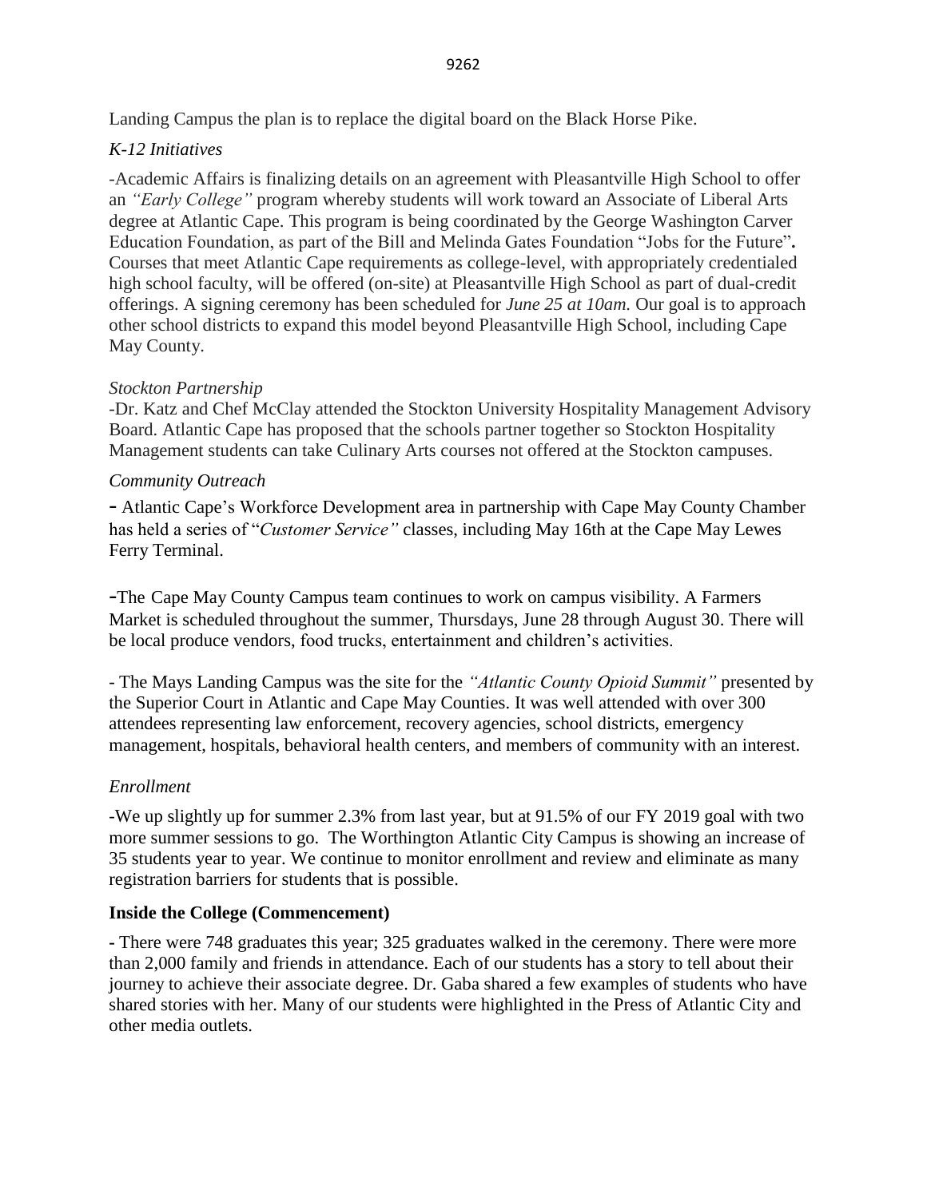Landing Campus the plan is to replace the digital board on the Black Horse Pike.

*K-12 Initiatives*

-Academic Affairs is finalizing details on an agreement with Pleasantville High School to offer an *"Early College"* program whereby students will work toward an Associate of Liberal Arts degree at Atlantic Cape. This program is being coordinated by the George Washington Carver Education Foundation, as part of the Bill and Melinda Gates Foundation "Jobs for the Future"**.** Courses that meet Atlantic Cape requirements as college-level, with appropriately credentialed high school faculty, will be offered (on-site) at Pleasantville High School as part of dual-credit offerings. A signing ceremony has been scheduled for *June 25 at 10am.* Our goal is to approach other school districts to expand this model beyond Pleasantville High School, including Cape May County.

*Stockton Partnership*

-Dr. Katz and Chef McClay attended the Stockton University Hospitality Management Advisory Board. Atlantic Cape has proposed that the schools partner together so Stockton Hospitality Management students can take Culinary Arts courses not offered at the Stockton campuses.

*Community Outreach*

- Atlantic Cape's Workforce Development area in partnership with Cape May County Chamber has held a series of "*Customer Service"* classes, including May 16th at the Cape May Lewes Ferry Terminal.

-The Cape May County Campus team continues to work on campus visibility. A Farmers Market is scheduled throughout the summer, Thursdays, June 28 through August 30. There will be local produce vendors, food trucks, entertainment and children's activities.

- The Mays Landing Campus was the site for the *"Atlantic County Opioid Summit"* presented by the Superior Court in Atlantic and Cape May Counties. It was well attended with over 300 attendees representing law enforcement, recovery agencies, school districts, emergency management, hospitals, behavioral health centers, and members of community with an interest.

*Enrollment*

-We up slightly up for summer 2.3% from last year, but at 91.5% of our FY 2019 goal with two more summer sessions to go. The Worthington Atlantic City Campus is showing an increase of 35 students year to year. We continue to monitor enrollment and review and eliminate as many registration barriers for students that is possible.

**Inside the College (Commencement)**

- There were 748 graduates this year; 325 graduates walked in the ceremony. There were more than 2,000 family and friends in attendance. Each of our students has a story to tell about their journey to achieve their associate degree. Dr. Gaba shared a few examples of students who have shared stories with her. Many of our students were highlighted in the Press of Atlantic City and other media outlets.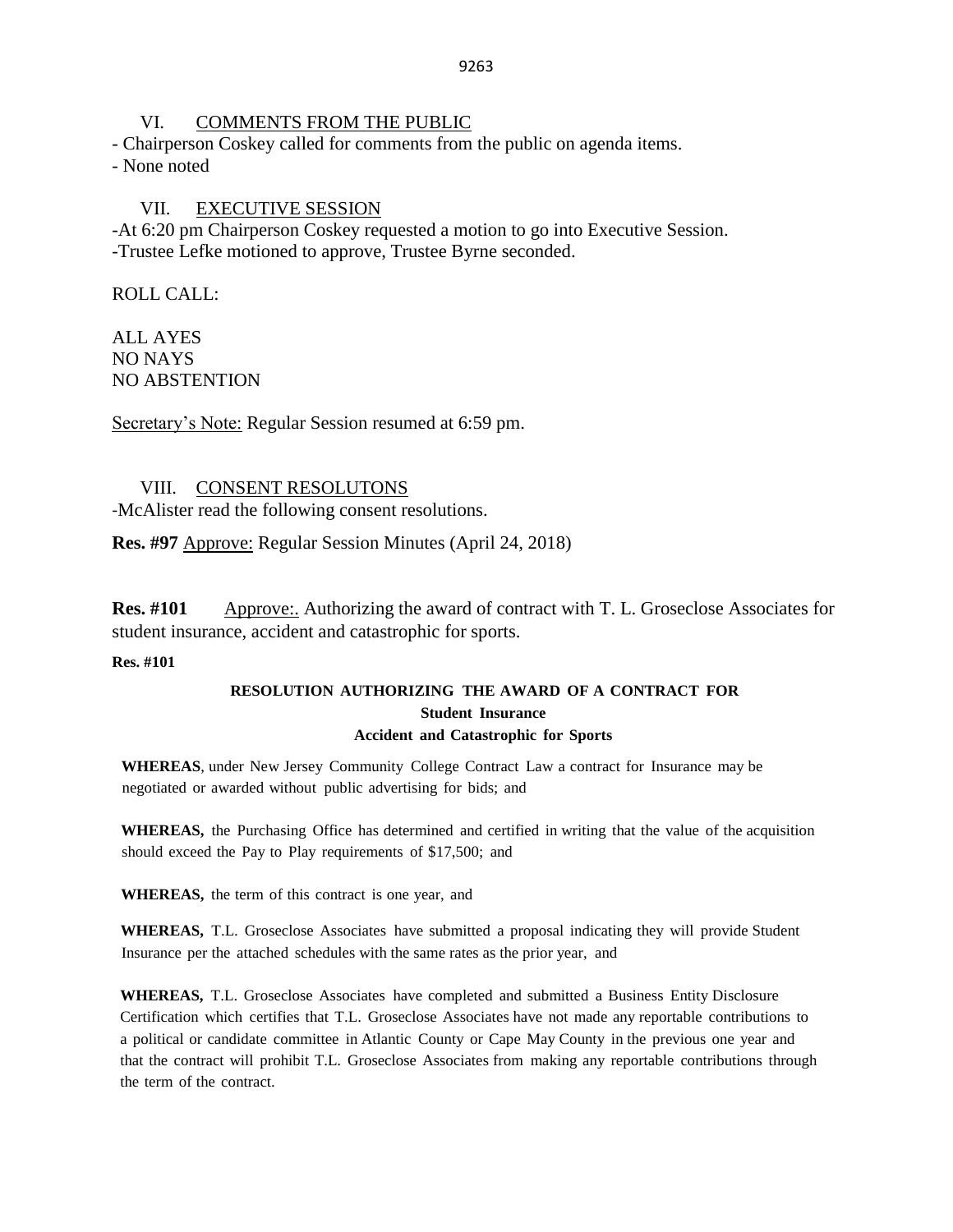## VI. COMMENTS FROM THE PUBLIC

- Chairperson Coskey called for comments from the public on agenda items.
- None noted

## VII. EXECUTIVE SESSION

-At 6:20 pm Chairperson Coskey requested a motion to go into Executive Session.
-Trustee Lefke motioned to approve, Trustee Byrne seconded.

ROLL CALL:

ALL AYES
NO NAYS
NO ABSTENTION

Secretary's Note: Regular Session resumed at 6:59 pm.

## VIII. CONSENT RESOLUTONS

-McAlister read the following consent resolutions.

**Res. #97** Approve: Regular Session Minutes (April 24, 2018)

**Res. #101** Approve:. Authorizing the award of contract with T. L. Groseclose Associates for student insurance, accident and catastrophic for sports.

**Res. #101**

**RESOLUTION AUTHORIZING THE AWARD OF A CONTRACT FOR**
**Student Insurance**
**Accident and Catastrophic for Sports**

**WHEREAS**, under New Jersey Community College Contract Law a contract for Insurance may be negotiated or awarded without public advertising for bids; and

**WHEREAS,** the Purchasing Office has determined and certified in writing that the value of the acquisition should exceed the Pay to Play requirements of $17,500; and

**WHEREAS,** the term of this contract is one year, and

**WHEREAS,** T.L. Groseclose Associates have submitted a proposal indicating they will provide Student Insurance per the attached schedules with the same rates as the prior year, and

**WHEREAS,** T.L. Groseclose Associates have completed and submitted a Business Entity Disclosure Certification which certifies that T.L. Groseclose Associates have not made any reportable contributions to a political or candidate committee in Atlantic County or Cape May County in the previous one year and that the contract will prohibit T.L. Groseclose Associates from making any reportable contributions through the term of the contract.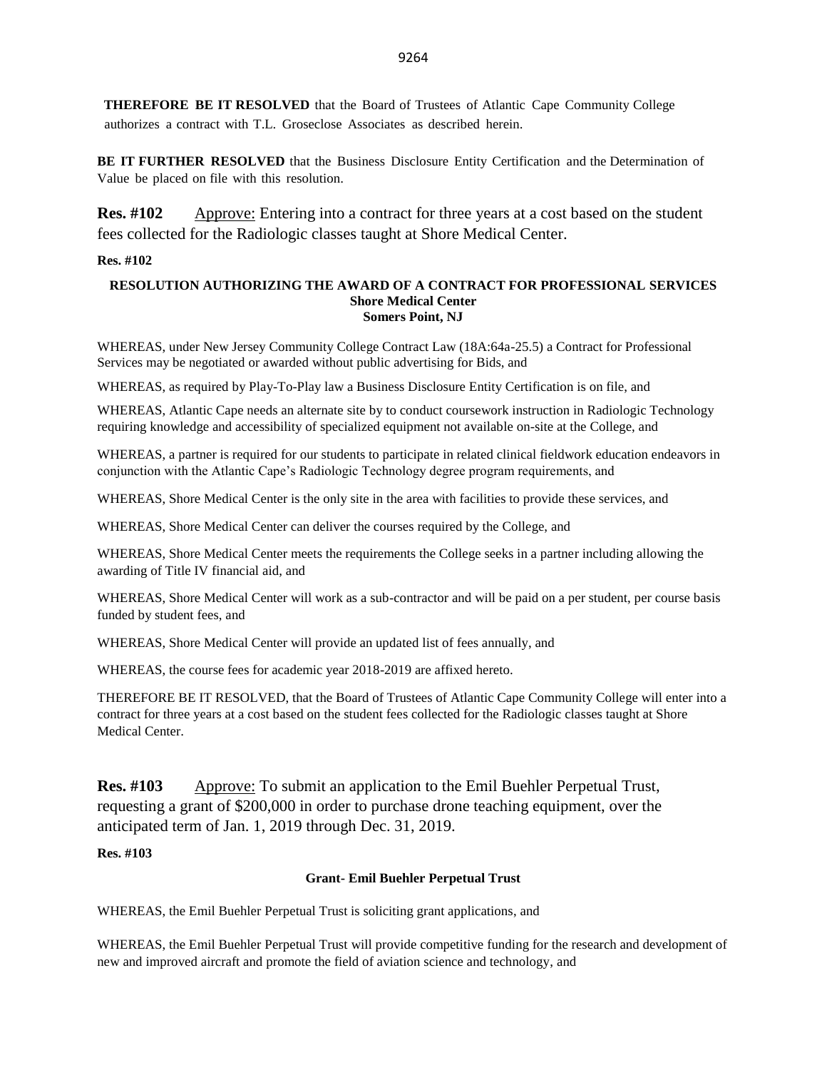**THEREFORE BE IT RESOLVED** that the Board of Trustees of Atlantic Cape Community College authorizes a contract with T.L. Groseclose Associates as described herein.

**BE IT FURTHER RESOLVED** that the Business Disclosure Entity Certification and the Determination of Value be placed on file with this resolution.

**Res. #102** Approve: Entering into a contract for three years at a cost based on the student fees collected for the Radiologic classes taught at Shore Medical Center.

**Res. #102**

**RESOLUTION AUTHORIZING THE AWARD OF A CONTRACT FOR PROFESSIONAL SERVICES**
**Shore Medical Center**
**Somers Point, NJ**

WHEREAS, under New Jersey Community College Contract Law (18A:64a-25.5) a Contract for Professional Services may be negotiated or awarded without public advertising for Bids, and

WHEREAS, as required by Play-To-Play law a Business Disclosure Entity Certification is on file, and

WHEREAS, Atlantic Cape needs an alternate site by to conduct coursework instruction in Radiologic Technology requiring knowledge and accessibility of specialized equipment not available on-site at the College, and

WHEREAS, a partner is required for our students to participate in related clinical fieldwork education endeavors in conjunction with the Atlantic Cape's Radiologic Technology degree program requirements, and

WHEREAS, Shore Medical Center is the only site in the area with facilities to provide these services, and

WHEREAS, Shore Medical Center can deliver the courses required by the College, and

WHEREAS, Shore Medical Center meets the requirements the College seeks in a partner including allowing the awarding of Title IV financial aid, and

WHEREAS, Shore Medical Center will work as a sub-contractor and will be paid on a per student, per course basis funded by student fees, and

WHEREAS, Shore Medical Center will provide an updated list of fees annually, and

WHEREAS, the course fees for academic year 2018-2019 are affixed hereto.

THEREFORE BE IT RESOLVED, that the Board of Trustees of Atlantic Cape Community College will enter into a contract for three years at a cost based on the student fees collected for the Radiologic classes taught at Shore Medical Center.

**Res. #103** Approve: To submit an application to the Emil Buehler Perpetual Trust, requesting a grant of $200,000 in order to purchase drone teaching equipment, over the anticipated term of Jan. 1, 2019 through Dec. 31, 2019.

**Res. #103**

**Grant- Emil Buehler Perpetual Trust**

WHEREAS, the Emil Buehler Perpetual Trust is soliciting grant applications, and

WHEREAS, the Emil Buehler Perpetual Trust will provide competitive funding for the research and development of new and improved aircraft and promote the field of aviation science and technology, and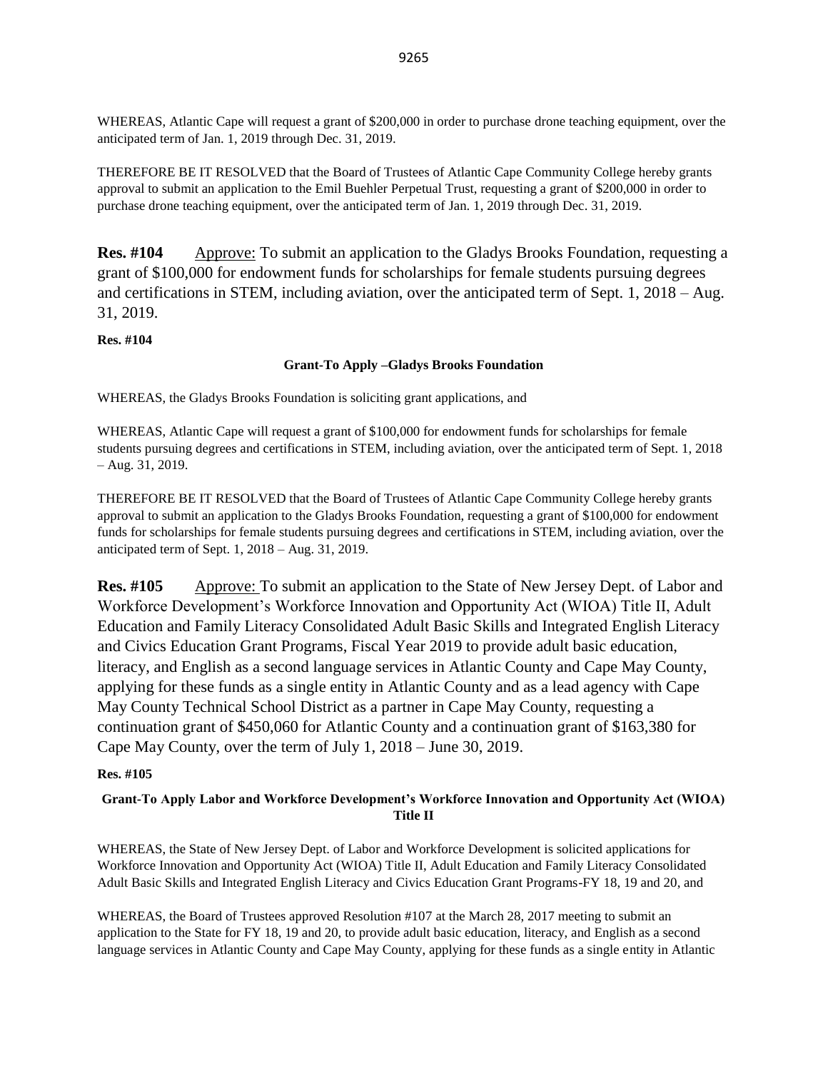WHEREAS, Atlantic Cape will request a grant of $200,000 in order to purchase drone teaching equipment, over the anticipated term of Jan. 1, 2019 through Dec. 31, 2019.

THEREFORE BE IT RESOLVED that the Board of Trustees of Atlantic Cape Community College hereby grants approval to submit an application to the Emil Buehler Perpetual Trust, requesting a grant of $200,000 in order to purchase drone teaching equipment, over the anticipated term of Jan. 1, 2019 through Dec. 31, 2019.

**Res. #104** Approve: To submit an application to the Gladys Brooks Foundation, requesting a grant of $100,000 for endowment funds for scholarships for female students pursuing degrees and certifications in STEM, including aviation, over the anticipated term of Sept. 1, 2018 – Aug. 31, 2019.

**Res. #104**

**Grant-To Apply –Gladys Brooks Foundation**

WHEREAS, the Gladys Brooks Foundation is soliciting grant applications, and

WHEREAS, Atlantic Cape will request a grant of $100,000 for endowment funds for scholarships for female students pursuing degrees and certifications in STEM, including aviation, over the anticipated term of Sept. 1, 2018 – Aug. 31, 2019.

THEREFORE BE IT RESOLVED that the Board of Trustees of Atlantic Cape Community College hereby grants approval to submit an application to the Gladys Brooks Foundation, requesting a grant of $100,000 for endowment funds for scholarships for female students pursuing degrees and certifications in STEM, including aviation, over the anticipated term of Sept. 1, 2018 – Aug. 31, 2019.

**Res. #105** Approve: To submit an application to the State of New Jersey Dept. of Labor and Workforce Development's Workforce Innovation and Opportunity Act (WIOA) Title II, Adult Education and Family Literacy Consolidated Adult Basic Skills and Integrated English Literacy and Civics Education Grant Programs, Fiscal Year 2019 to provide adult basic education, literacy, and English as a second language services in Atlantic County and Cape May County, applying for these funds as a single entity in Atlantic County and as a lead agency with Cape May County Technical School District as a partner in Cape May County, requesting a continuation grant of $450,060 for Atlantic County and a continuation grant of $163,380 for Cape May County, over the term of July 1, 2018 – June 30, 2019.

**Res. #105**

**Grant-To Apply Labor and Workforce Development's Workforce Innovation and Opportunity Act (WIOA) Title II**

WHEREAS, the State of New Jersey Dept. of Labor and Workforce Development is solicited applications for Workforce Innovation and Opportunity Act (WIOA) Title II, Adult Education and Family Literacy Consolidated Adult Basic Skills and Integrated English Literacy and Civics Education Grant Programs-FY 18, 19 and 20, and

WHEREAS, the Board of Trustees approved Resolution #107 at the March 28, 2017 meeting to submit an application to the State for FY 18, 19 and 20, to provide adult basic education, literacy, and English as a second language services in Atlantic County and Cape May County, applying for these funds as a single entity in Atlantic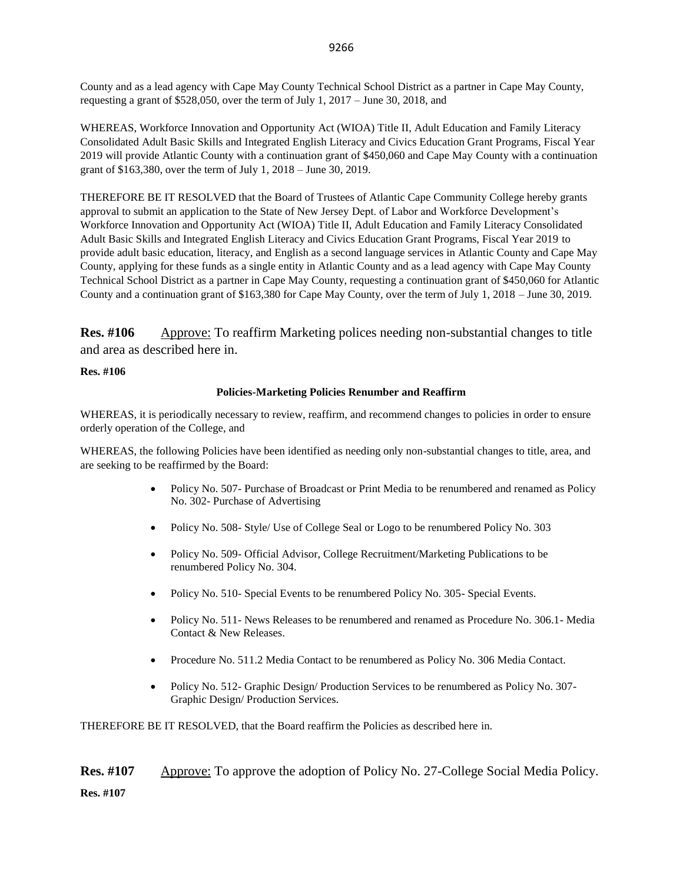County and as a lead agency with Cape May County Technical School District as a partner in Cape May County, requesting a grant of $528,050, over the term of July 1, 2017 – June 30, 2018, and

WHEREAS, Workforce Innovation and Opportunity Act (WIOA) Title II, Adult Education and Family Literacy Consolidated Adult Basic Skills and Integrated English Literacy and Civics Education Grant Programs, Fiscal Year 2019 will provide Atlantic County with a continuation grant of $450,060 and Cape May County with a continuation grant of $163,380, over the term of July 1, 2018 – June 30, 2019.

THEREFORE BE IT RESOLVED that the Board of Trustees of Atlantic Cape Community College hereby grants approval to submit an application to the State of New Jersey Dept. of Labor and Workforce Development's Workforce Innovation and Opportunity Act (WIOA) Title II, Adult Education and Family Literacy Consolidated Adult Basic Skills and Integrated English Literacy and Civics Education Grant Programs, Fiscal Year 2019 to provide adult basic education, literacy, and English as a second language services in Atlantic County and Cape May County, applying for these funds as a single entity in Atlantic County and as a lead agency with Cape May County Technical School District as a partner in Cape May County, requesting a continuation grant of $450,060 for Atlantic County and a continuation grant of $163,380 for Cape May County, over the term of July 1, 2018 – June 30, 2019.

**Res. #106** Approve: To reaffirm Marketing polices needing non-substantial changes to title and area as described here in.

**Res. #106**

**Policies-Marketing Policies Renumber and Reaffirm**

WHEREAS, it is periodically necessary to review, reaffirm, and recommend changes to policies in order to ensure orderly operation of the College, and

WHEREAS, the following Policies have been identified as needing only non-substantial changes to title, area, and are seeking to be reaffirmed by the Board:

- Policy No. 507- Purchase of Broadcast or Print Media to be renumbered and renamed as Policy No. 302- Purchase of Advertising
- Policy No. 508- Style/ Use of College Seal or Logo to be renumbered Policy No. 303
- Policy No. 509- Official Advisor, College Recruitment/Marketing Publications to be renumbered Policy No. 304.
- Policy No. 510- Special Events to be renumbered Policy No. 305- Special Events.
- Policy No. 511- News Releases to be renumbered and renamed as Procedure No. 306.1- Media Contact & New Releases.
- Procedure No. 511.2 Media Contact to be renumbered as Policy No. 306 Media Contact.
- Policy No. 512- Graphic Design/ Production Services to be renumbered as Policy No. 307- Graphic Design/ Production Services.

THEREFORE BE IT RESOLVED, that the Board reaffirm the Policies as described here in.

**Res. #107** Approve: To approve the adoption of Policy No. 27-College Social Media Policy.

**Res. #107**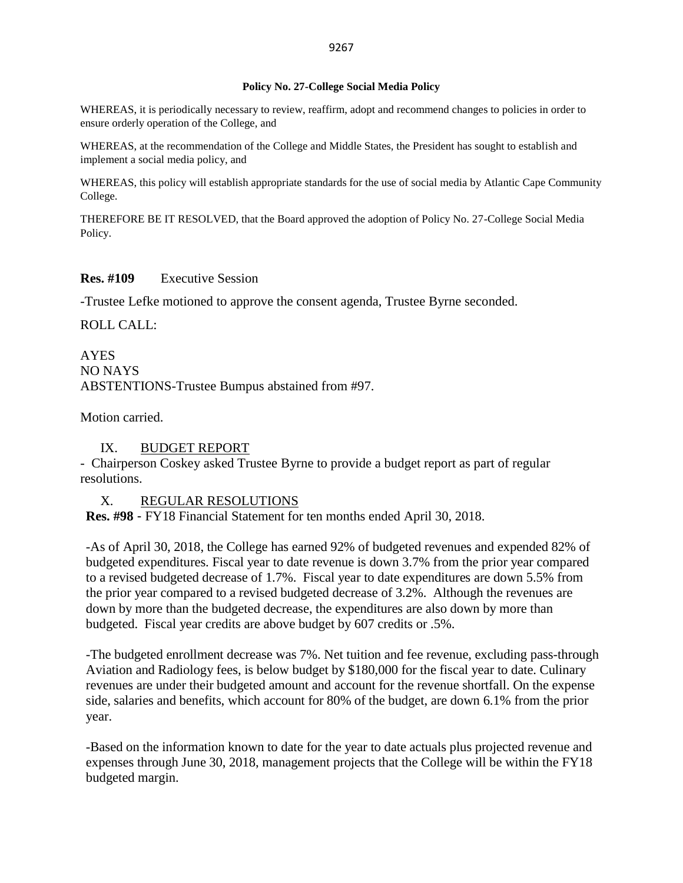**Policy No. 27-College Social Media Policy**

WHEREAS, it is periodically necessary to review, reaffirm, adopt and recommend changes to policies in order to ensure orderly operation of the College, and

WHEREAS, at the recommendation of the College and Middle States, the President has sought to establish and implement a social media policy, and

WHEREAS, this policy will establish appropriate standards for the use of social media by Atlantic Cape Community College.

THEREFORE BE IT RESOLVED, that the Board approved the adoption of Policy No. 27-College Social Media Policy.

**Res. #109** Executive Session

-Trustee Lefke motioned to approve the consent agenda, Trustee Byrne seconded.

ROLL CALL:

AYES
NO NAYS
ABSTENTIONS-Trustee Bumpus abstained from #97.

Motion carried.

## IX. BUDGET REPORT

- Chairperson Coskey asked Trustee Byrne to provide a budget report as part of regular resolutions.

## X. REGULAR RESOLUTIONS

**Res. #98** - FY18 Financial Statement for ten months ended April 30, 2018.

-As of April 30, 2018, the College has earned 92% of budgeted revenues and expended 82% of budgeted expenditures. Fiscal year to date revenue is down 3.7% from the prior year compared to a revised budgeted decrease of 1.7%. Fiscal year to date expenditures are down 5.5% from the prior year compared to a revised budgeted decrease of 3.2%. Although the revenues are down by more than the budgeted decrease, the expenditures are also down by more than budgeted. Fiscal year credits are above budget by 607 credits or .5%.

-The budgeted enrollment decrease was 7%. Net tuition and fee revenue, excluding pass-through Aviation and Radiology fees, is below budget by $180,000 for the fiscal year to date. Culinary revenues are under their budgeted amount and account for the revenue shortfall. On the expense side, salaries and benefits, which account for 80% of the budget, are down 6.1% from the prior year.

-Based on the information known to date for the year to date actuals plus projected revenue and expenses through June 30, 2018, management projects that the College will be within the FY18 budgeted margin.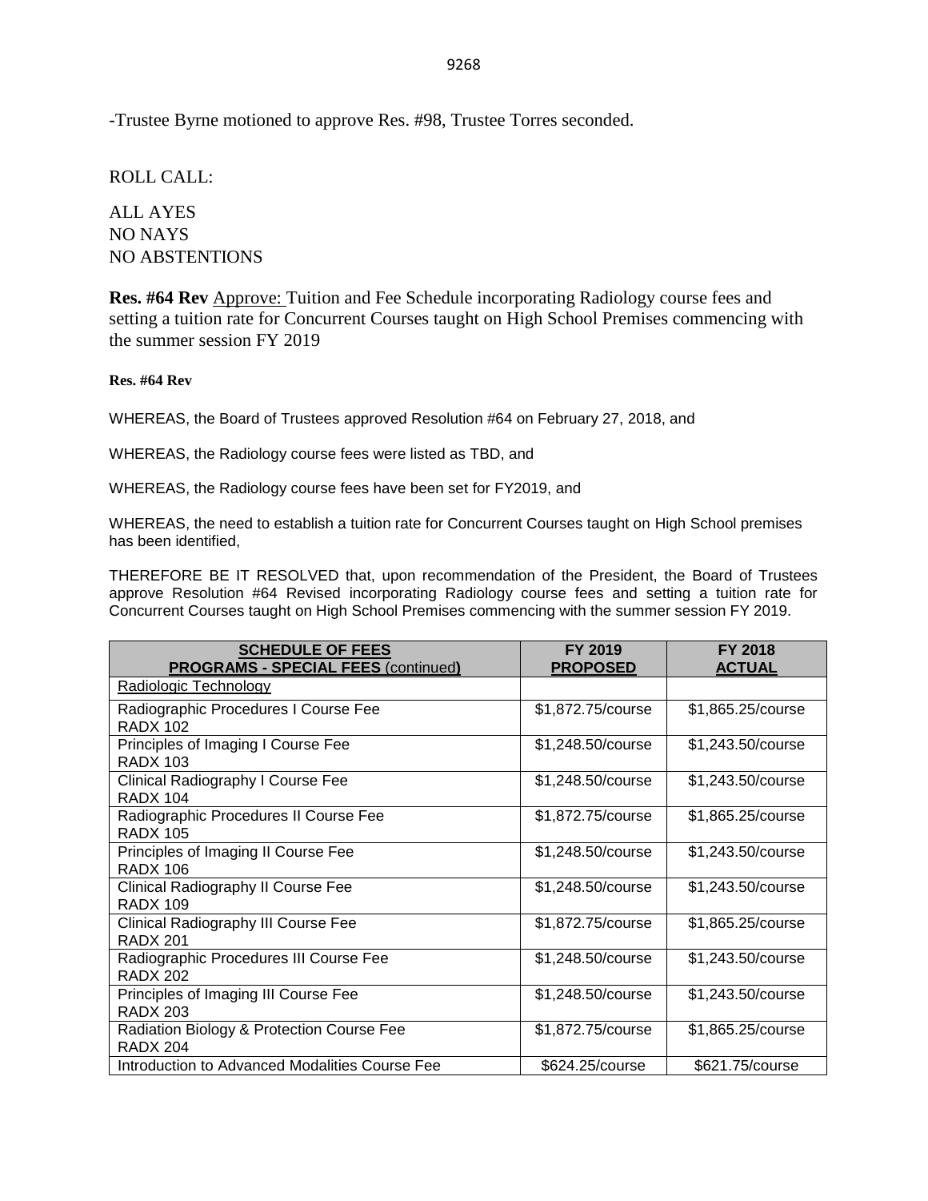-Trustee Byrne motioned to approve Res. #98, Trustee Torres seconded.

ROLL CALL:

ALL AYES
NO NAYS
NO ABSTENTIONS

**Res. #64 Rev** Approve: Tuition and Fee Schedule incorporating Radiology course fees and setting a tuition rate for Concurrent Courses taught on High School Premises commencing with the summer session FY 2019

**Res. #64 Rev**

WHEREAS, the Board of Trustees approved Resolution #64 on February 27, 2018, and

WHEREAS, the Radiology course fees were listed as TBD, and

WHEREAS, the Radiology course fees have been set for FY2019, and

WHEREAS, the need to establish a tuition rate for Concurrent Courses taught on High School premises has been identified,

THEREFORE BE IT RESOLVED that, upon recommendation of the President, the Board of Trustees approve Resolution #64 Revised incorporating Radiology course fees and setting a tuition rate for Concurrent Courses taught on High School Premises commencing with the summer session FY 2019.

| SCHEDULE OF FEES<br>PROGRAMS - SPECIAL FEES (continued) | FY 2019<br>PROPOSED | FY 2018<br>ACTUAL |
|---|---|---|
| Radiologic Technology | | |
| Radiographic Procedures I Course Fee<br>RADX 102 | $1,872.75/course | $1,865.25/course |
| Principles of Imaging I Course Fee<br>RADX 103 | $1,248.50/course | $1,243.50/course |
| Clinical Radiography I Course Fee<br>RADX 104 | $1,248.50/course | $1,243.50/course |
| Radiographic Procedures II Course Fee<br>RADX 105 | $1,872.75/course | $1,865.25/course |
| Principles of Imaging II Course Fee<br>RADX 106 | $1,248.50/course | $1,243.50/course |
| Clinical Radiography II Course Fee<br>RADX 109 | $1,248.50/course | $1,243.50/course |
| Clinical Radiography III Course Fee<br>RADX 201 | $1,872.75/course | $1,865.25/course |
| Radiographic Procedures III Course Fee<br>RADX 202 | $1,248.50/course | $1,243.50/course |
| Principles of Imaging III Course Fee<br>RADX 203 | $1,248.50/course | $1,243.50/course |
| Radiation Biology & Protection Course Fee<br>RADX 204 | $1,872.75/course | $1,865.25/course |
| Introduction to Advanced Modalities Course Fee | $624.25/course | $621.75/course |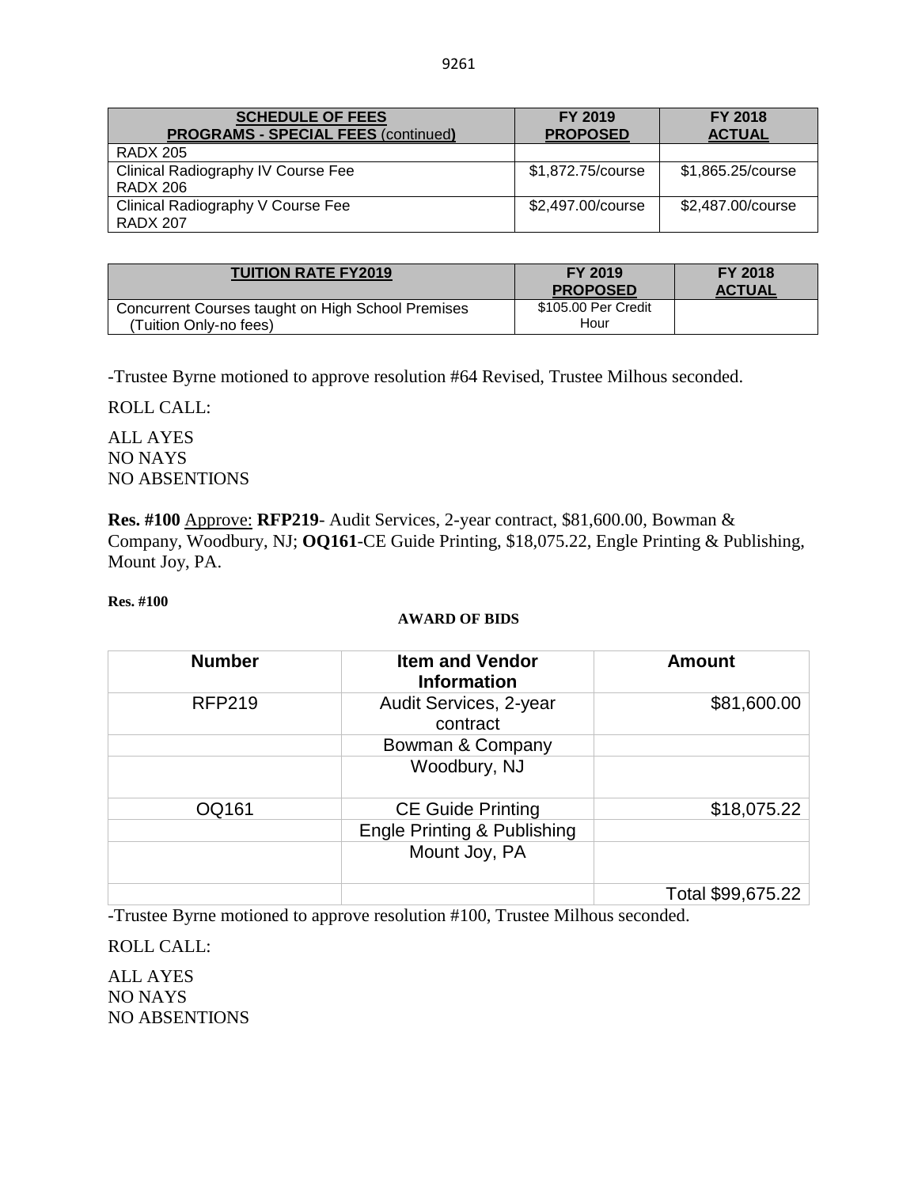| SCHEDULE OF FEES<br>PROGRAMS - SPECIAL FEES (continued) | FY 2019<br>PROPOSED | FY 2018<br>ACTUAL |
|---|---|---|
| RADX 205 | | |
| Clinical Radiography IV Course Fee<br>RADX 206 | $1,872.75/course | $1,865.25/course |
| Clinical Radiography V Course Fee<br>RADX 207 | $2,497.00/course | $2,487.00/course |

| TUITION RATE FY2019 | FY 2019<br>PROPOSED | FY 2018<br>ACTUAL |
|---|---|---|
| Concurrent Courses taught on High School Premises<br>(Tuition Only-no fees) | $105.00 Per Credit Hour | |

-Trustee Byrne motioned to approve resolution #64 Revised, Trustee Milhous seconded.

ROLL CALL:

ALL AYES
NO NAYS
NO ABSENTIONS

**Res. #100** Approve: **RFP219**- Audit Services, 2-year contract, $81,600.00, Bowman & Company, Woodbury, NJ; **OQ161**-CE Guide Printing, $18,075.22, Engle Printing & Publishing, Mount Joy, PA.

**Res. #100**

**AWARD OF BIDS**

| Number | Item and Vendor Information | Amount |
|---|---|---|
| RFP219 | Audit Services, 2-year contract | $81,600.00 |
| | Bowman & Company | |
| | Woodbury, NJ | |
| OQ161 | CE Guide Printing | $18,075.22 |
| | Engle Printing & Publishing | |
| | Mount Joy, PA | |
| | | Total $99,675.22 |

-Trustee Byrne motioned to approve resolution #100, Trustee Milhous seconded.

ROLL CALL:

ALL AYES
NO NAYS
NO ABSENTIONS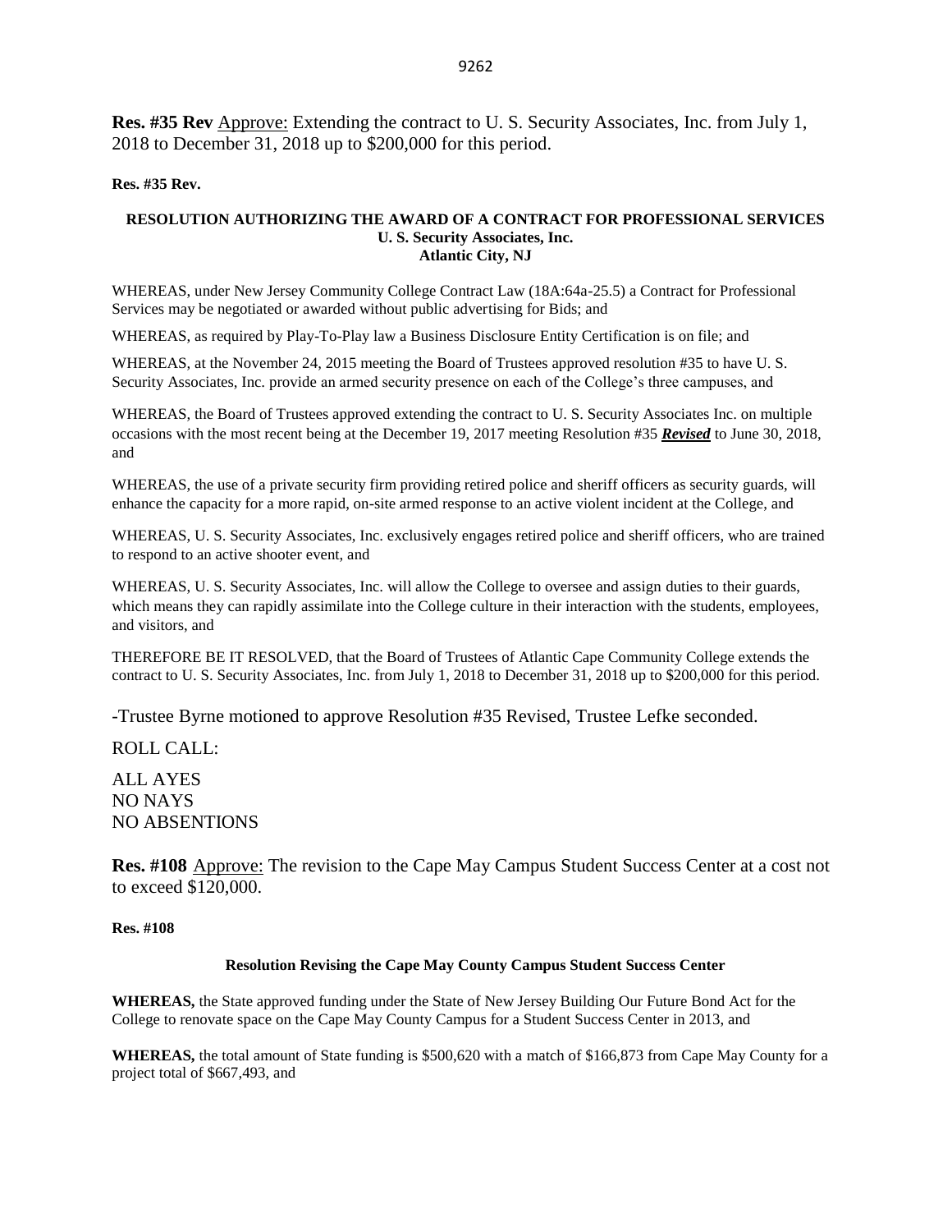**Res. #35 Rev** Approve: Extending the contract to U. S. Security Associates, Inc. from July 1, 2018 to December 31, 2018 up to $200,000 for this period.

**Res. #35 Rev.**

**RESOLUTION AUTHORIZING THE AWARD OF A CONTRACT FOR PROFESSIONAL SERVICES**
**U. S. Security Associates, Inc.**
**Atlantic City, NJ**

WHEREAS, under New Jersey Community College Contract Law (18A:64a-25.5) a Contract for Professional Services may be negotiated or awarded without public advertising for Bids; and

WHEREAS, as required by Play-To-Play law a Business Disclosure Entity Certification is on file; and

WHEREAS, at the November 24, 2015 meeting the Board of Trustees approved resolution #35 to have U. S. Security Associates, Inc. provide an armed security presence on each of the College's three campuses, and

WHEREAS, the Board of Trustees approved extending the contract to U. S. Security Associates Inc. on multiple occasions with the most recent being at the December 19, 2017 meeting Resolution #35 ***Revised*** to June 30, 2018, and

WHEREAS, the use of a private security firm providing retired police and sheriff officers as security guards, will enhance the capacity for a more rapid, on-site armed response to an active violent incident at the College, and

WHEREAS, U. S. Security Associates, Inc. exclusively engages retired police and sheriff officers, who are trained to respond to an active shooter event, and

WHEREAS, U. S. Security Associates, Inc. will allow the College to oversee and assign duties to their guards, which means they can rapidly assimilate into the College culture in their interaction with the students, employees, and visitors, and

THEREFORE BE IT RESOLVED, that the Board of Trustees of Atlantic Cape Community College extends the contract to U. S. Security Associates, Inc. from July 1, 2018 to December 31, 2018 up to $200,000 for this period.

-Trustee Byrne motioned to approve Resolution #35 Revised, Trustee Lefke seconded.

ROLL CALL:

ALL AYES
NO NAYS
NO ABSENTIONS

**Res. #108** Approve: The revision to the Cape May Campus Student Success Center at a cost not to exceed $120,000.

**Res. #108**

**Resolution Revising the Cape May County Campus Student Success Center**

**WHEREAS,** the State approved funding under the State of New Jersey Building Our Future Bond Act for the College to renovate space on the Cape May County Campus for a Student Success Center in 2013, and

**WHEREAS,** the total amount of State funding is $500,620 with a match of $166,873 from Cape May County for a project total of $667,493, and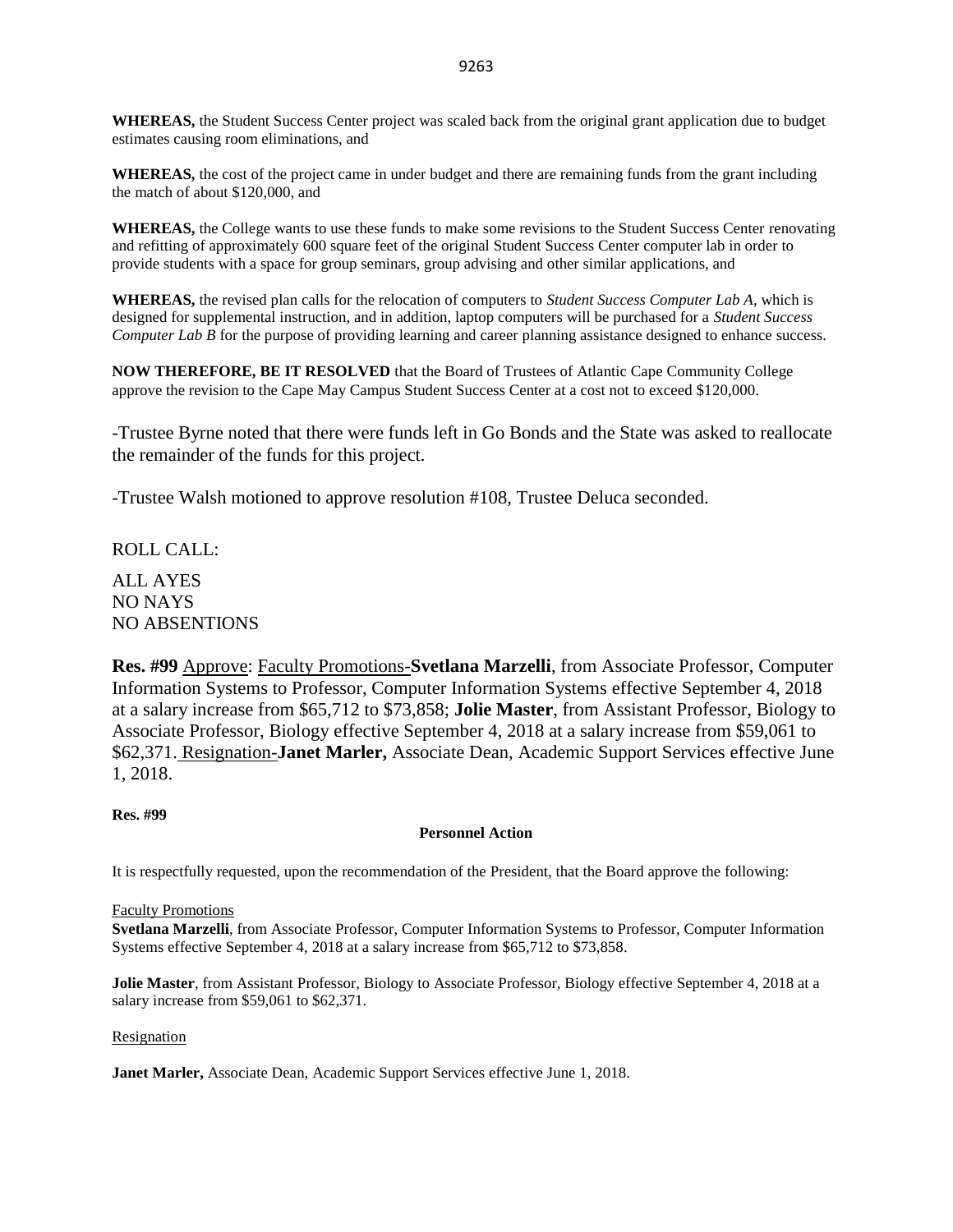**WHEREAS,** the Student Success Center project was scaled back from the original grant application due to budget estimates causing room eliminations, and

**WHEREAS,** the cost of the project came in under budget and there are remaining funds from the grant including the match of about $120,000, and

**WHEREAS,** the College wants to use these funds to make some revisions to the Student Success Center renovating and refitting of approximately 600 square feet of the original Student Success Center computer lab in order to provide students with a space for group seminars, group advising and other similar applications, and

**WHEREAS,** the revised plan calls for the relocation of computers to *Student Success Computer Lab A*, which is designed for supplemental instruction, and in addition, laptop computers will be purchased for a *Student Success Computer Lab B* for the purpose of providing learning and career planning assistance designed to enhance success.

**NOW THEREFORE, BE IT RESOLVED** that the Board of Trustees of Atlantic Cape Community College approve the revision to the Cape May Campus Student Success Center at a cost not to exceed $120,000.

-Trustee Byrne noted that there were funds left in Go Bonds and the State was asked to reallocate the remainder of the funds for this project.

-Trustee Walsh motioned to approve resolution #108, Trustee Deluca seconded.

ROLL CALL:

ALL AYES
NO NAYS
NO ABSENTIONS

**Res. #99** Approve: Faculty Promotions-**Svetlana Marzelli**, from Associate Professor, Computer Information Systems to Professor, Computer Information Systems effective September 4, 2018 at a salary increase from $65,712 to $73,858; **Jolie Master**, from Assistant Professor, Biology to Associate Professor, Biology effective September 4, 2018 at a salary increase from $59,061 to $62,371. Resignation-**Janet Marler,** Associate Dean, Academic Support Services effective June 1, 2018.

**Res. #99**

**Personnel Action**

It is respectfully requested, upon the recommendation of the President, that the Board approve the following:

Faculty Promotions

**Svetlana Marzelli**, from Associate Professor, Computer Information Systems to Professor, Computer Information Systems effective September 4, 2018 at a salary increase from $65,712 to $73,858.

**Jolie Master**, from Assistant Professor, Biology to Associate Professor, Biology effective September 4, 2018 at a salary increase from $59,061 to $62,371.

Resignation

**Janet Marler,** Associate Dean, Academic Support Services effective June 1, 2018.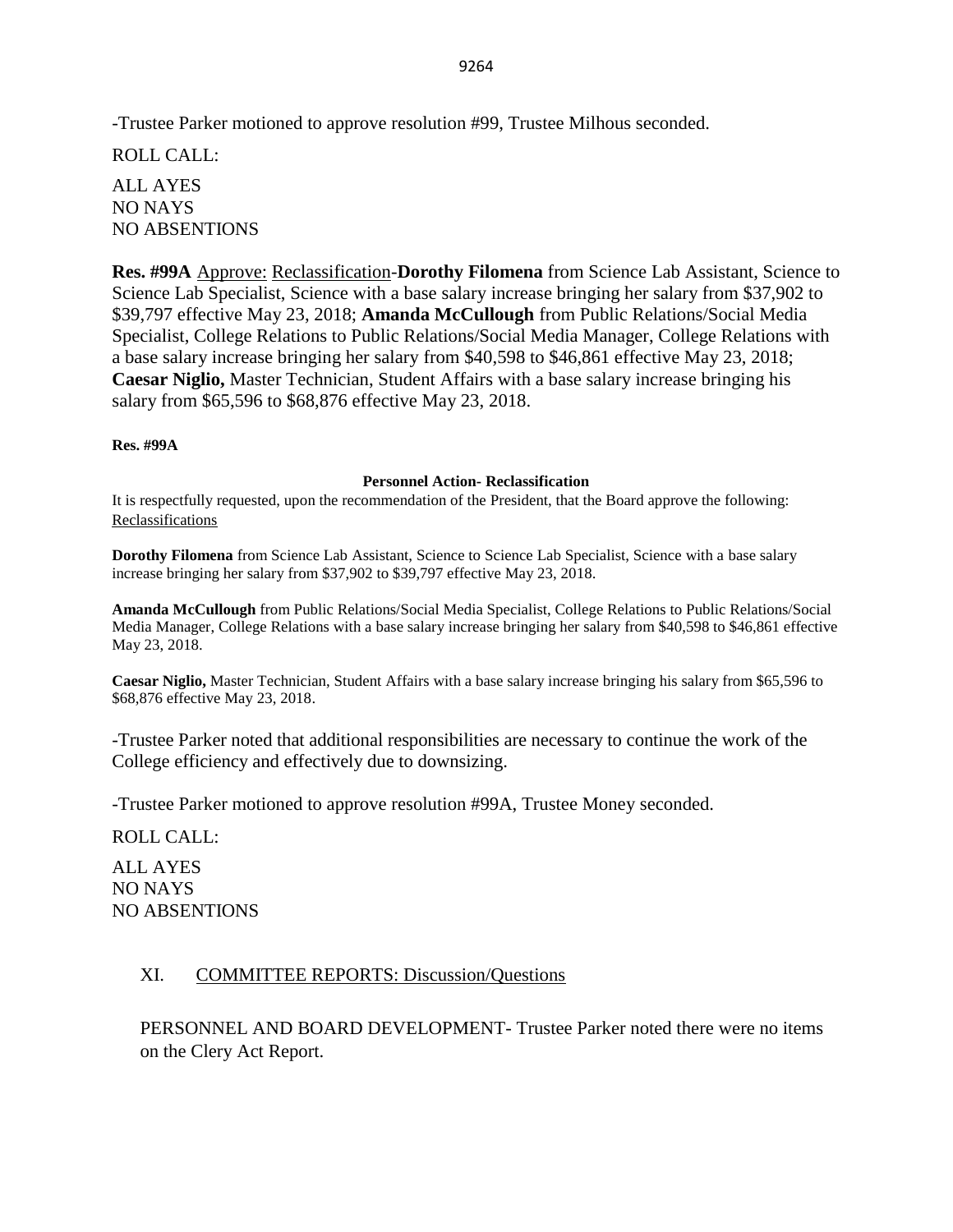-Trustee Parker motioned to approve resolution #99, Trustee Milhous seconded.

ROLL CALL:

ALL AYES
NO NAYS
NO ABSENTIONS

**Res. #99A** Approve: Reclassification-**Dorothy Filomena** from Science Lab Assistant, Science to Science Lab Specialist, Science with a base salary increase bringing her salary from $37,902 to $39,797 effective May 23, 2018; **Amanda McCullough** from Public Relations/Social Media Specialist, College Relations to Public Relations/Social Media Manager, College Relations with a base salary increase bringing her salary from $40,598 to $46,861 effective May 23, 2018; **Caesar Niglio,** Master Technician, Student Affairs with a base salary increase bringing his salary from $65,596 to $68,876 effective May 23, 2018.

**Res. #99A**

**Personnel Action- Reclassification**

It is respectfully requested, upon the recommendation of the President, that the Board approve the following:
Reclassifications

**Dorothy Filomena** from Science Lab Assistant, Science to Science Lab Specialist, Science with a base salary increase bringing her salary from $37,902 to $39,797 effective May 23, 2018.

**Amanda McCullough** from Public Relations/Social Media Specialist, College Relations to Public Relations/Social Media Manager, College Relations with a base salary increase bringing her salary from $40,598 to $46,861 effective May 23, 2018.

**Caesar Niglio,** Master Technician, Student Affairs with a base salary increase bringing his salary from $65,596 to $68,876 effective May 23, 2018.

-Trustee Parker noted that additional responsibilities are necessary to continue the work of the College efficiency and effectively due to downsizing.

-Trustee Parker motioned to approve resolution #99A, Trustee Money seconded.

ROLL CALL:

ALL AYES
NO NAYS
NO ABSENTIONS

## XI. COMMITTEE REPORTS: Discussion/Questions

PERSONNEL AND BOARD DEVELOPMENT- Trustee Parker noted there were no items on the Clery Act Report.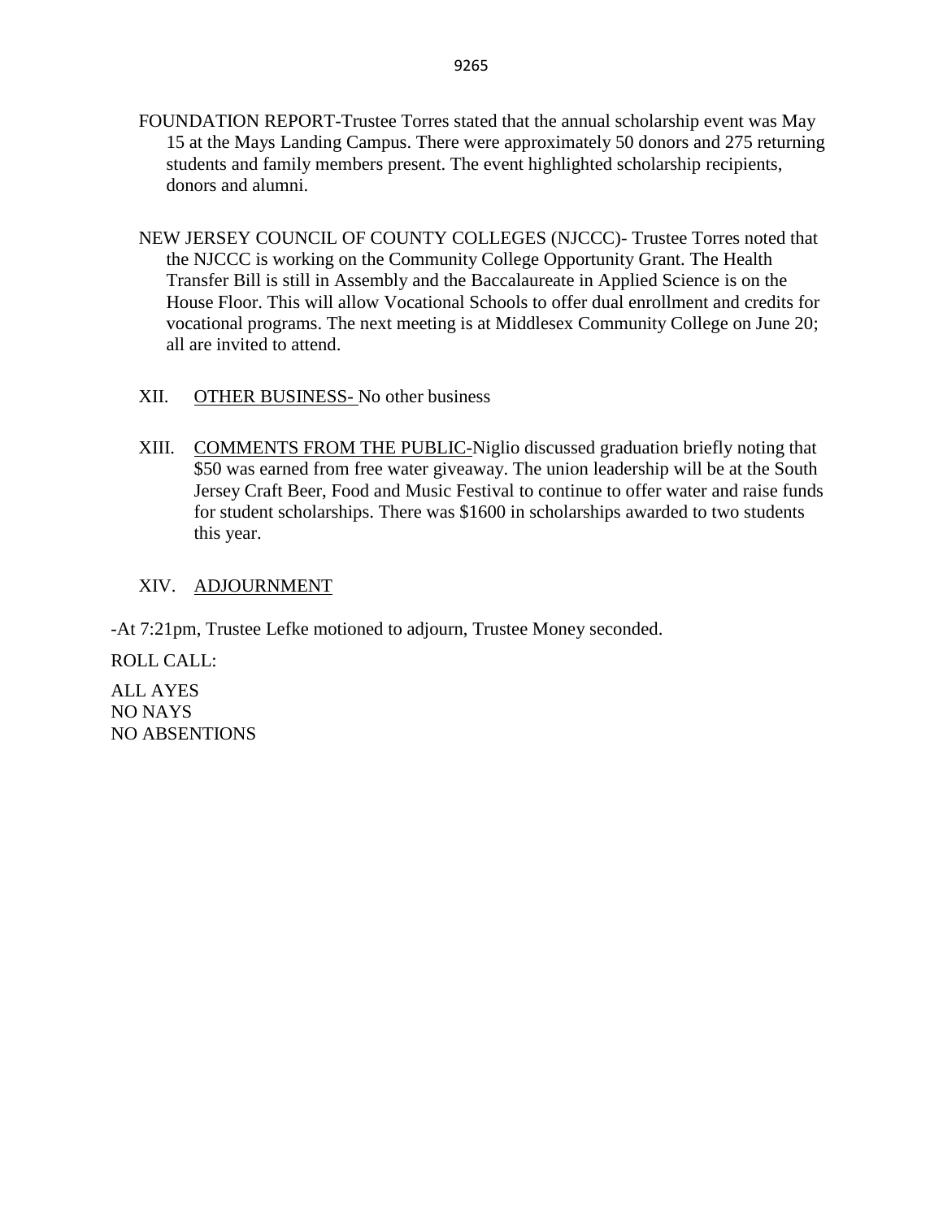FOUNDATION REPORT-Trustee Torres stated that the annual scholarship event was May 15 at the Mays Landing Campus. There were approximately 50 donors and 275 returning students and family members present. The event highlighted scholarship recipients, donors and alumni.

NEW JERSEY COUNCIL OF COUNTY COLLEGES (NJCCC)- Trustee Torres noted that the NJCCC is working on the Community College Opportunity Grant. The Health Transfer Bill is still in Assembly and the Baccalaureate in Applied Science is on the House Floor. This will allow Vocational Schools to offer dual enrollment and credits for vocational programs. The next meeting is at Middlesex Community College on June 20; all are invited to attend.

XII. <u>OTHER BUSINESS-</u> No other business

XIII. <u>COMMENTS FROM THE PUBLIC-</u>Niglio discussed graduation briefly noting that $50 was earned from free water giveaway. The union leadership will be at the South Jersey Craft Beer, Food and Music Festival to continue to offer water and raise funds for student scholarships. There was $1600 in scholarships awarded to two students this year.

XIV. <u>ADJOURNMENT</u>

-At 7:21pm, Trustee Lefke motioned to adjourn, Trustee Money seconded.

ROLL CALL:

ALL AYES
NO NAYS
NO ABSENTIONS